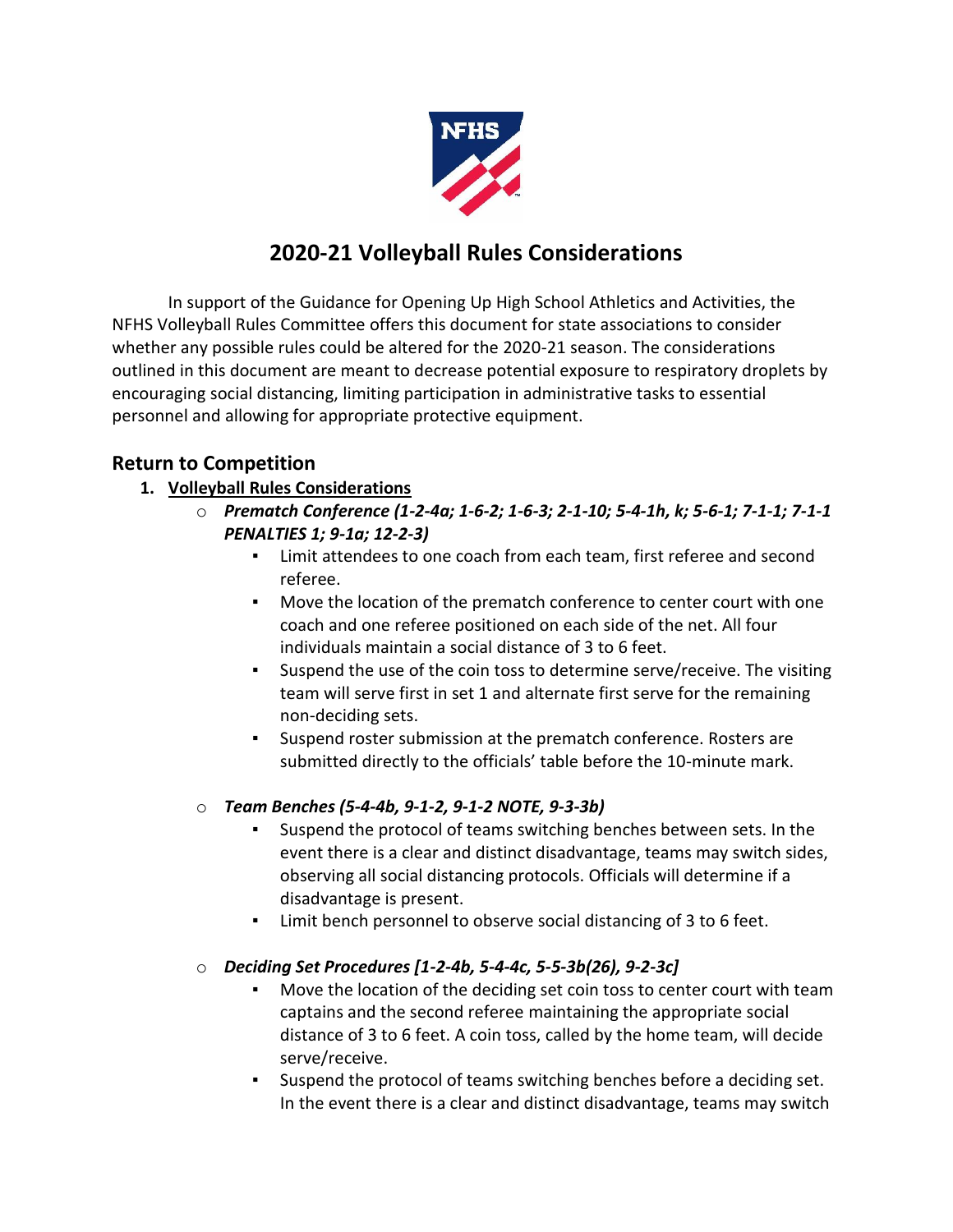# 2020-21 Volleyball Rules Considerations

In support of the Guidance for Opening Up High School Athletics and Activities, the NFHS Volleyball Rules Committee offers this document for state associations to consider whether any possible rules could be altered for the 2020-21 season. The considerations outlined in this document are meant to decrease potential exposure to respiratory droplets by encouraging social distancing, limiting participation in administrative tasks to essential personnel and allowing for appropriate protective equipment.

## Return to Competition

1. **Volleyball Rules Considerations**
   - ***Prematch Conference (1-2-4a; 1-6-2; 1-6-3; 2-1-10; 5-4-1h, k; 5-6-1; 7-1-1; 7-1-1 PENALTIES 1; 9-1a; 12-2-3)***
     - Limit attendees to one coach from each team, first referee and second referee.
     - Move the location of the prematch conference to center court with one coach and one referee positioned on each side of the net. All four individuals maintain a social distance of 3 to 6 feet.
     - Suspend the use of the coin toss to determine serve/receive. The visiting team will serve first in set 1 and alternate first serve for the remaining non-deciding sets.
     - Suspend roster submission at the prematch conference. Rosters are submitted directly to the officials' table before the 10-minute mark.
   - ***Team Benches (5-4-4b, 9-1-2, 9-1-2 NOTE, 9-3-3b)***
     - Suspend the protocol of teams switching benches between sets. In the event there is a clear and distinct disadvantage, teams may switch sides, observing all social distancing protocols. Officials will determine if a disadvantage is present.
     - Limit bench personnel to observe social distancing of 3 to 6 feet.
   - ***Deciding Set Procedures [1-2-4b, 5-4-4c, 5-5-3b(26), 9-2-3c]***
     - Move the location of the deciding set coin toss to center court with team captains and the second referee maintaining the appropriate social distance of 3 to 6 feet. A coin toss, called by the home team, will decide serve/receive.
     - Suspend the protocol of teams switching benches before a deciding set. In the event there is a clear and distinct disadvantage, teams may switch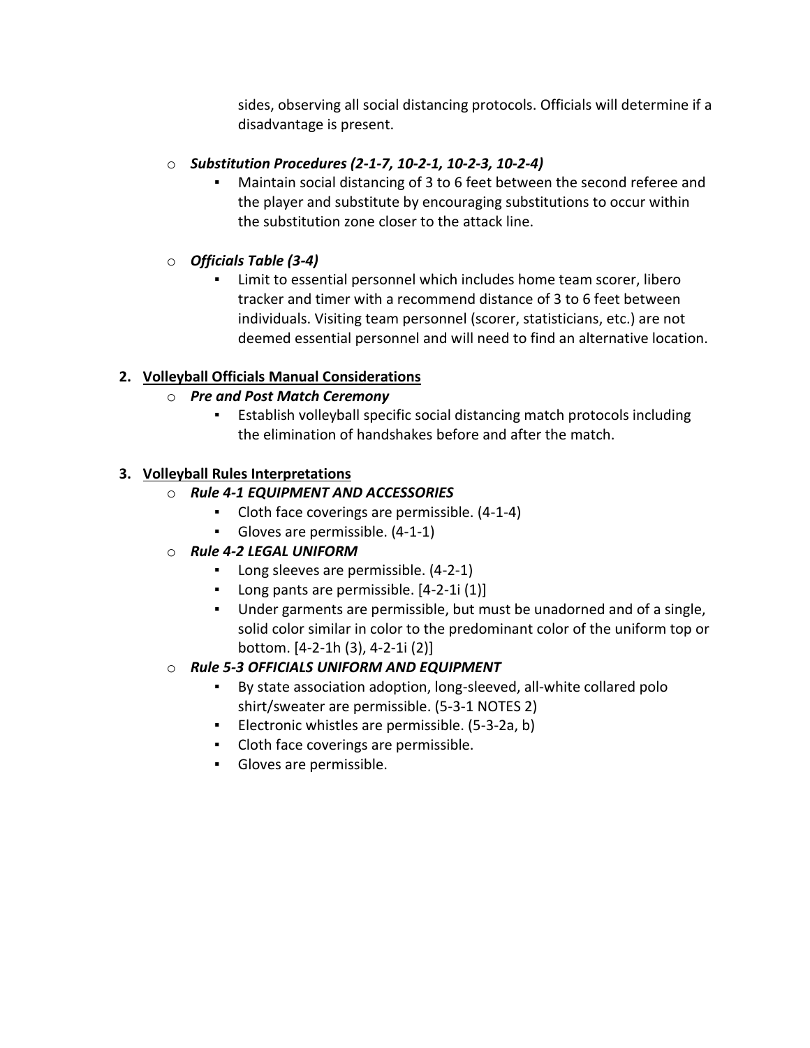sides, observing all social distancing protocols. Officials will determine if a disadvantage is present.

- ***Substitution Procedures (2-1-7, 10-2-1, 10-2-3, 10-2-4)***
  - Maintain social distancing of 3 to 6 feet between the second referee and the player and substitute by encouraging substitutions to occur within the substitution zone closer to the attack line.
- ***Officials Table (3-4)***
  - Limit to essential personnel which includes home team scorer, libero tracker and timer with a recommend distance of 3 to 6 feet between individuals. Visiting team personnel (scorer, statisticians, etc.) are not deemed essential personnel and will need to find an alternative location.

**2. <u>Volleyball Officials Manual Considerations</u>**

- ***Pre and Post Match Ceremony***
  - Establish volleyball specific social distancing match protocols including the elimination of handshakes before and after the match.

**3. <u>Volleyball Rules Interpretations</u>**

- ***Rule 4-1 EQUIPMENT AND ACCESSORIES***
  - Cloth face coverings are permissible. (4-1-4)
  - Gloves are permissible. (4-1-1)
- ***Rule 4-2 LEGAL UNIFORM***
  - Long sleeves are permissible. (4-2-1)
  - Long pants are permissible. [4-2-1i (1)]
  - Under garments are permissible, but must be unadorned and of a single, solid color similar in color to the predominant color of the uniform top or bottom. [4-2-1h (3), 4-2-1i (2)]
- ***Rule 5-3 OFFICIALS UNIFORM AND EQUIPMENT***
  - By state association adoption, long-sleeved, all-white collared polo shirt/sweater are permissible. (5-3-1 NOTES 2)
  - Electronic whistles are permissible. (5-3-2a, b)
  - Cloth face coverings are permissible.
  - Gloves are permissible.